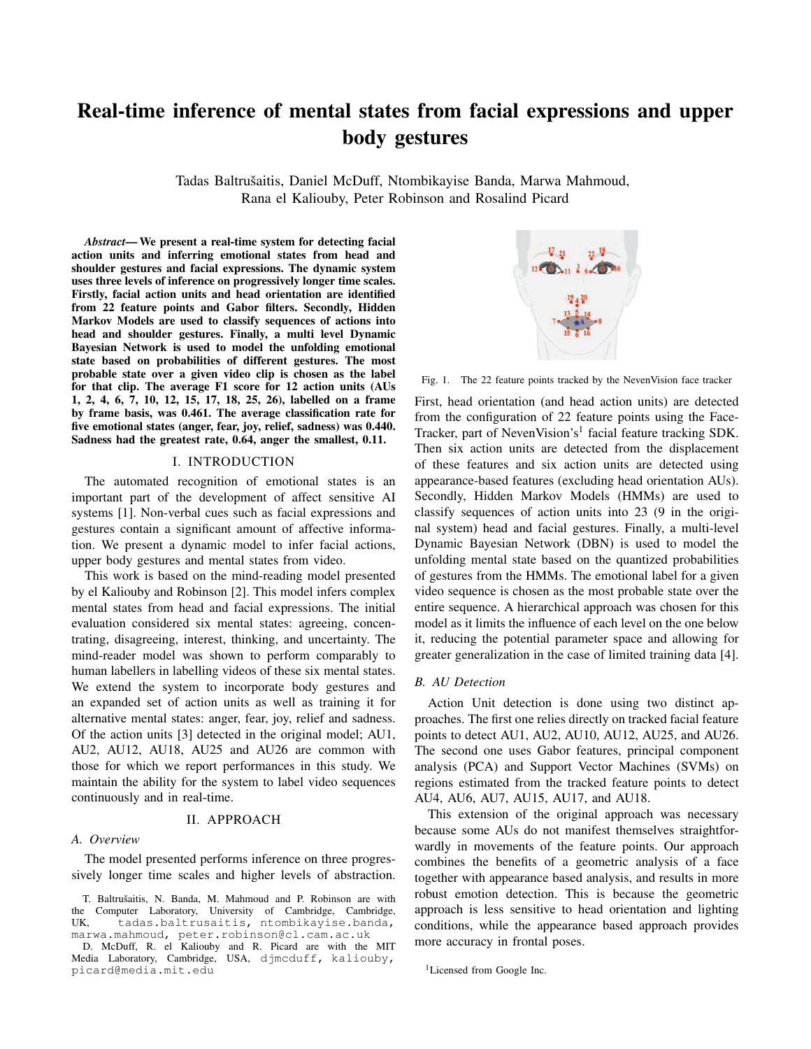# Real-time inference of mental states from facial expressions and upper body gestures

Tadas Baltrušaitis, Daniel McDuff, Ntombikayise Banda, Marwa Mahmoud, Rana el Kaliouby, Peter Robinson and Rosalind Picard

***Abstract*— We present a real-time system for detecting facial action units and inferring emotional states from head and shoulder gestures and facial expressions. The dynamic system uses three levels of inference on progressively longer time scales. Firstly, facial action units and head orientation are identified from 22 feature points and Gabor filters. Secondly, Hidden Markov Models are used to classify sequences of actions into head and shoulder gestures. Finally, a multi level Dynamic Bayesian Network is used to model the unfolding emotional state based on probabilities of different gestures. The most probable state over a given video clip is chosen as the label for that clip. The average F1 score for 12 action units (AUs 1, 2, 4, 6, 7, 10, 12, 15, 17, 18, 25, 26), labelled on a frame by frame basis, was 0.461. The average classification rate for five emotional states (anger, fear, joy, relief, sadness) was 0.440. Sadness had the greatest rate, 0.64, anger the smallest, 0.11.**

## I. INTRODUCTION

The automated recognition of emotional states is an important part of the development of affect sensitive AI systems [1]. Non-verbal cues such as facial expressions and gestures contain a significant amount of affective information. We present a dynamic model to infer facial actions, upper body gestures and mental states from video.

This work is based on the mind-reading model presented by el Kaliouby and Robinson [2]. This model infers complex mental states from head and facial expressions. The initial evaluation considered six mental states: agreeing, concentrating, disagreeing, interest, thinking, and uncertainty. The mind-reader model was shown to perform comparably to human labellers in labelling videos of these six mental states. We extend the system to incorporate body gestures and an expanded set of action units as well as training it for alternative mental states: anger, fear, joy, relief and sadness. Of the action units [3] detected in the original model; AU1, AU2, AU12, AU18, AU25 and AU26 are common with those for which we report performances in this study. We maintain the ability for the system to label video sequences continuously and in real-time.

## II. APPROACH

### A. Overview

The model presented performs inference on three progressively longer time scales and higher levels of abstraction. First, head orientation (and head action units) are detected from the configuration of 22 feature points using the FaceTracker, part of NevenVision's[1] facial feature tracking SDK. Then six action units are detected from the displacement of these features and six action units are detected using appearance-based features (excluding head orientation AUs). Secondly, Hidden Markov Models (HMMs) are used to classify sequences of action units into 23 (9 in the original system) head and facial gestures. Finally, a multi-level Dynamic Bayesian Network (DBN) is used to model the unfolding mental state based on the quantized probabilities of gestures from the HMMs. The emotional label for a given video sequence is chosen as the most probable state over the entire sequence. A hierarchical approach was chosen for this model as it limits the influence of each level on the one below it, reducing the potential parameter space and allowing for greater generalization in the case of limited training data [4].

Fig. 1. The 22 feature points tracked by the NevenVision face tracker

### B. AU Detection

Action Unit detection is done using two distinct approaches. The first one relies directly on tracked facial feature points to detect AU1, AU2, AU10, AU12, AU25, and AU26. The second one uses Gabor features, principal component analysis (PCA) and Support Vector Machines (SVMs) on regions estimated from the tracked feature points to detect AU4, AU6, AU7, AU15, AU17, and AU18.

This extension of the original approach was necessary because some AUs do not manifest themselves straightforwardly in movements of the feature points. Our approach combines the benefits of a geometric analysis of a face together with appearance based analysis, and results in more robust emotion detection. This is because the geometric approach is less sensitive to head orientation and lighting conditions, while the appearance based approach provides more accuracy in frontal poses.

T. Baltrušaitis, N. Banda, M. Mahmoud and P. Robinson are with the Computer Laboratory, University of Cambridge, Cambridge, UK, tadas.baltrusaitis, ntombikayise.banda, marwa.mahmoud, peter.robinson@cl.cam.ac.uk

D. McDuff, R. el Kaliouby and R. Picard are with the MIT Media Laboratory, Cambridge, USA, djmcduff, kaliouby, picard@media.mit.edu

[1] Licensed from Google Inc.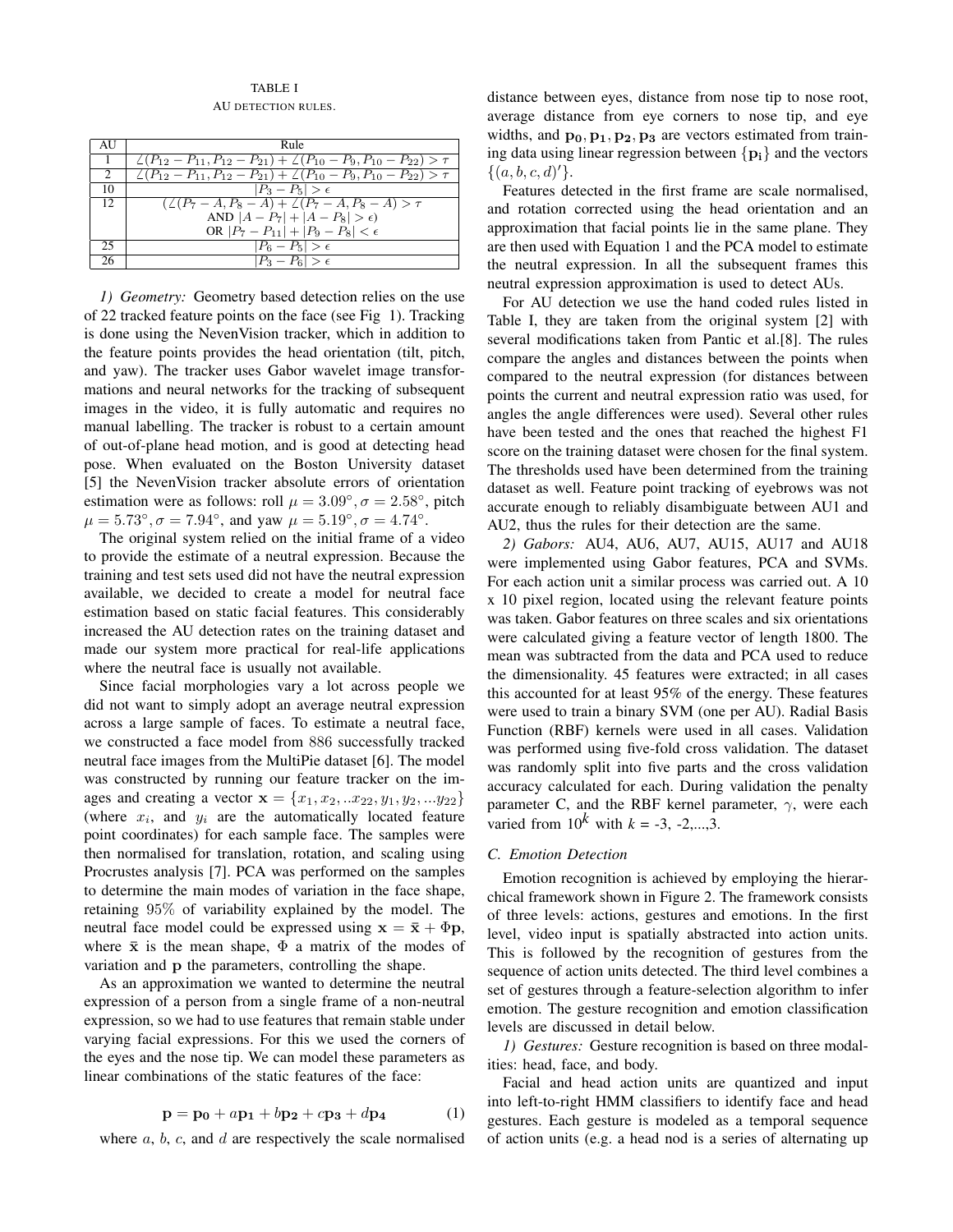TABLE I

AU DETECTION RULES.

| AU | Rule |
|---|---|
| 1 | $\angle(P_{12} - P_{11}, P_{12} - P_{21}) + \angle(P_{10} - P_9, P_{10} - P_{22}) > \tau$ |
| 2 | $\angle(P_{12} - P_{11}, P_{12} - P_{21}) + \angle(P_{10} - P_9, P_{10} - P_{22}) > \tau$ |
| 10 | $\lvert P_3 - P_5 \rvert > \epsilon$ |
| 12 | $(\angle(P_7 - A, P_8 - A) + \angle(P_7 - A, P_8 - A) > \tau$ AND $\lvert A - P_7 \rvert + \lvert A - P_8 \rvert > \epsilon)$ OR $\lvert P_7 - P_{11} \rvert + \lvert P_9 - P_8 \rvert < \epsilon$ |
| 25 | $\lvert P_6 - P_5 \rvert > \epsilon$ |
| 26 | $\lvert P_3 - P_6 \rvert > \epsilon$ |

*1) Geometry:* Geometry based detection relies on the use of 22 tracked feature points on the face (see Fig 1). Tracking is done using the NevenVision tracker, which in addition to the feature points provides the head orientation (tilt, pitch, and yaw). The tracker uses Gabor wavelet image transformations and neural networks for the tracking of subsequent images in the video, it is fully automatic and requires no manual labelling. The tracker is robust to a certain amount of out-of-plane head motion, and is good at detecting head pose. When evaluated on the Boston University dataset [5] the NevenVision tracker absolute errors of orientation estimation were as follows: roll $\mu = 3.09°, \sigma = 2.58°$, pitch $\mu = 5.73°, \sigma = 7.94°$, and yaw $\mu = 5.19°, \sigma = 4.74°$.

The original system relied on the initial frame of a video to provide the estimate of a neutral expression. Because the training and test sets used did not have the neutral expression available, we decided to create a model for neutral face estimation based on static facial features. This considerably increased the AU detection rates on the training dataset and made our system more practical for real-life applications where the neutral face is usually not available.

Since facial morphologies vary a lot across people we did not want to simply adopt an average neutral expression across a large sample of faces. To estimate a neutral face, we constructed a face model from 886 successfully tracked neutral face images from the MultiPie dataset [6]. The model was constructed by running our feature tracker on the images and creating a vector $\mathbf{x} = \{x_1, x_2, ..x_{22}, y_1, y_2, ...y_{22}\}$ (where $x_i$, and $y_i$ are the automatically located feature point coordinates) for each sample face. The samples were then normalised for translation, rotation, and scaling using Procrustes analysis [7]. PCA was performed on the samples to determine the main modes of variation in the face shape, retaining $95\%$ of variability explained by the model. The neutral face model could be expressed using $\mathbf{x} = \bar{\mathbf{x}} + \Phi\mathbf{p}$, where $\bar{\mathbf{x}}$ is the mean shape, $\Phi$ a matrix of the modes of variation and $\mathbf{p}$ the parameters, controlling the shape.

As an approximation we wanted to determine the neutral expression of a person from a single frame of a non-neutral expression, so we had to use features that remain stable under varying facial expressions. For this we used the corners of the eyes and the nose tip. We can model these parameters as linear combinations of the static features of the face:

$$\mathbf{p} = \mathbf{p_0} + a\mathbf{p_1} + b\mathbf{p_2} + c\mathbf{p_3} + d\mathbf{p_4} \tag{1}$$

where $a$, $b$, $c$, and $d$ are respectively the scale normalised distance between eyes, distance from nose tip to nose root, average distance from eye corners to nose tip, and eye widths, and $\mathbf{p_0}, \mathbf{p_1}, \mathbf{p_2}, \mathbf{p_3}$ are vectors estimated from training data using linear regression between $\{\mathbf{p_i}\}$ and the vectors $\{(a, b, c, d)'\}$.

Features detected in the first frame are scale normalised, and rotation corrected using the head orientation and an approximation that facial points lie in the same plane. They are then used with Equation 1 and the PCA model to estimate the neutral expression. In all the subsequent frames this neutral expression approximation is used to detect AUs.

For AU detection we use the hand coded rules listed in Table I, they are taken from the original system [2] with several modifications taken from Pantic et al.[8]. The rules compare the angles and distances between the points when compared to the neutral expression (for distances between points the current and neutral expression ratio was used, for angles the angle differences were used). Several other rules have been tested and the ones that reached the highest F1 score on the training dataset were chosen for the final system. The thresholds used have been determined from the training dataset as well. Feature point tracking of eyebrows was not accurate enough to reliably disambiguate between AU1 and AU2, thus the rules for their detection are the same.

*2) Gabors:* AU4, AU6, AU7, AU15, AU17 and AU18 were implemented using Gabor features, PCA and SVMs. For each action unit a similar process was carried out. A 10 x 10 pixel region, located using the relevant feature points was taken. Gabor features on three scales and six orientations were calculated giving a feature vector of length 1800. The mean was subtracted from the data and PCA used to reduce the dimensionality. 45 features were extracted; in all cases this accounted for at least 95% of the energy. These features were used to train a binary SVM (one per AU). Radial Basis Function (RBF) kernels were used in all cases. Validation was performed using five-fold cross validation. The dataset was randomly split into five parts and the cross validation accuracy calculated for each. During validation the penalty parameter C, and the RBF kernel parameter, $\gamma$, were each varied from $10^k$ with $k$ = -3, -2,...,3.

### C. Emotion Detection

Emotion recognition is achieved by employing the hierarchical framework shown in Figure 2. The framework consists of three levels: actions, gestures and emotions. In the first level, video input is spatially abstracted into action units. This is followed by the recognition of gestures from the sequence of action units detected. The third level combines a set of gestures through a feature-selection algorithm to infer emotion. The gesture recognition and emotion classification levels are discussed in detail below.

*1) Gestures:* Gesture recognition is based on three modalities: head, face, and body.

Facial and head action units are quantized and input into left-to-right HMM classifiers to identify face and head gestures. Each gesture is modeled as a temporal sequence of action units (e.g. a head nod is a series of alternating up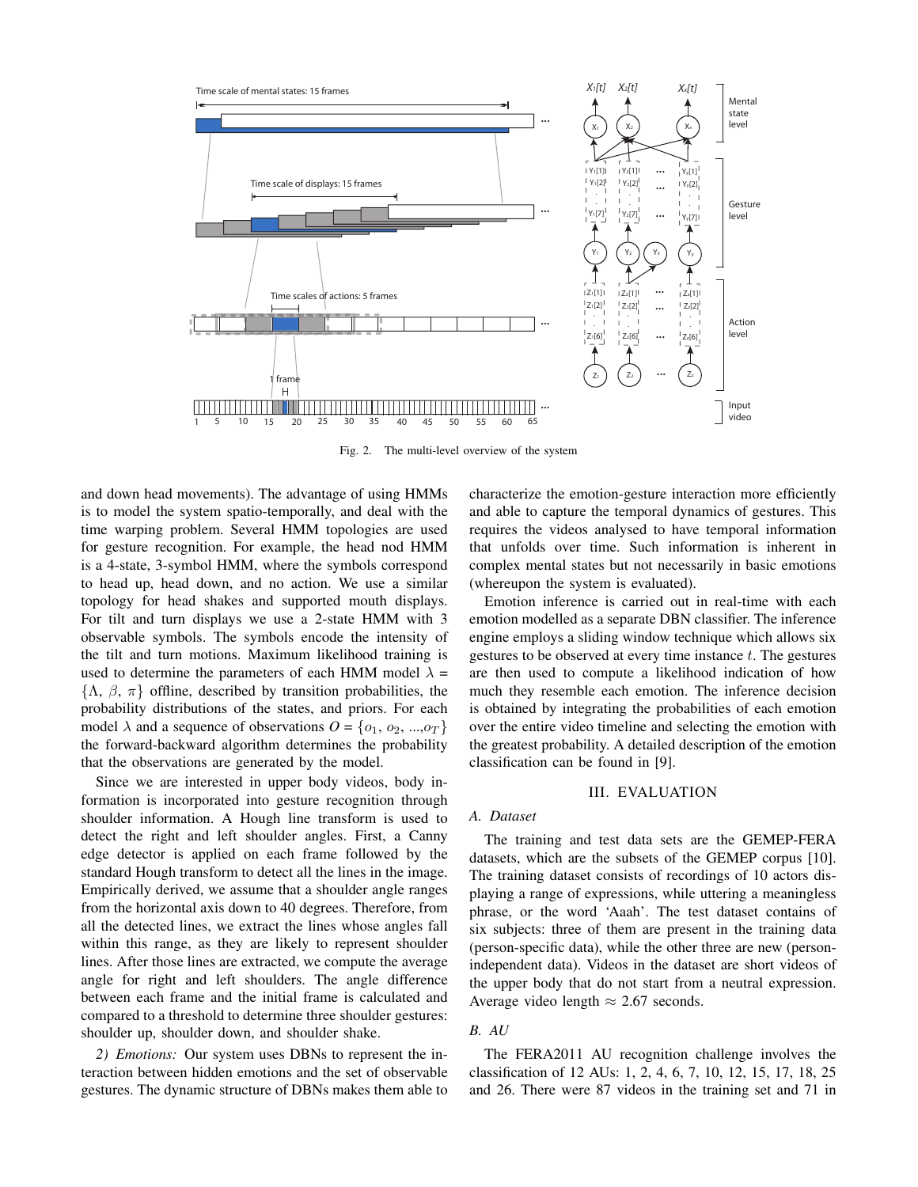Time scale of mental states: 15 frames

Time scale of displays: 15 frames

Time scales of actions: 5 frames

1 frame

H

1 5 10 15 20 25 30 35 40 45 50 55 60 65

$X_1[t]$ $X_2[t]$ $X_x[t]$

Mental state level

Gesture level

Action level

Input video

Fig. 2. The multi-level overview of the system

and down head movements). The advantage of using HMMs is to model the system spatio-temporally, and deal with the time warping problem. Several HMM topologies are used for gesture recognition. For example, the head nod HMM is a 4-state, 3-symbol HMM, where the symbols correspond to head up, head down, and no action. We use a similar topology for head shakes and supported mouth displays. For tilt and turn displays we use a 2-state HMM with 3 observable symbols. The symbols encode the intensity of the tilt and turn motions. Maximum likelihood training is used to determine the parameters of each HMM model $\lambda = \{\Lambda, \beta, \pi\}$ offline, described by transition probabilities, the probability distributions of the states, and priors. For each model $\lambda$ and a sequence of observations $O = \{o_1, o_2, ..., o_T\}$ the forward-backward algorithm determines the probability that the observations are generated by the model.

Since we are interested in upper body videos, body information is incorporated into gesture recognition through shoulder information. A Hough line transform is used to detect the right and left shoulder angles. First, a Canny edge detector is applied on each frame followed by the standard Hough transform to detect all the lines in the image. Empirically derived, we assume that a shoulder angle ranges from the horizontal axis down to 40 degrees. Therefore, from all the detected lines, we extract the lines whose angles fall within this range, as they are likely to represent shoulder lines. After those lines are extracted, we compute the average angle for right and left shoulders. The angle difference between each frame and the initial frame is calculated and compared to a threshold to determine three shoulder gestures: shoulder up, shoulder down, and shoulder shake.

*2) Emotions:* Our system uses DBNs to represent the interaction between hidden emotions and the set of observable gestures. The dynamic structure of DBNs makes them able to characterize the emotion-gesture interaction more efficiently and able to capture the temporal dynamics of gestures. This requires the videos analysed to have temporal information that unfolds over time. Such information is inherent in complex mental states but not necessarily in basic emotions (whereupon the system is evaluated).

Emotion inference is carried out in real-time with each emotion modelled as a separate DBN classifier. The inference engine employs a sliding window technique which allows six gestures to be observed at every time instance $t$. The gestures are then used to compute a likelihood indication of how much they resemble each emotion. The inference decision is obtained by integrating the probabilities of each emotion over the entire video timeline and selecting the emotion with the greatest probability. A detailed description of the emotion classification can be found in [9].

## III. EVALUATION

### A. Dataset

The training and test data sets are the GEMEP-FERA datasets, which are the subsets of the GEMEP corpus [10]. The training dataset consists of recordings of 10 actors displaying a range of expressions, while uttering a meaningless phrase, or the word 'Aaah'. The test dataset contains of six subjects: three of them are present in the training data (person-specific data), while the other three are new (person-independent data). Videos in the dataset are short videos of the upper body that do not start from a neutral expression. Average video length $\approx$ 2.67 seconds.

### B. AU

The FERA2011 AU recognition challenge involves the classification of 12 AUs: 1, 2, 4, 6, 7, 10, 12, 15, 17, 18, 25 and 26. There were 87 videos in the training set and 71 in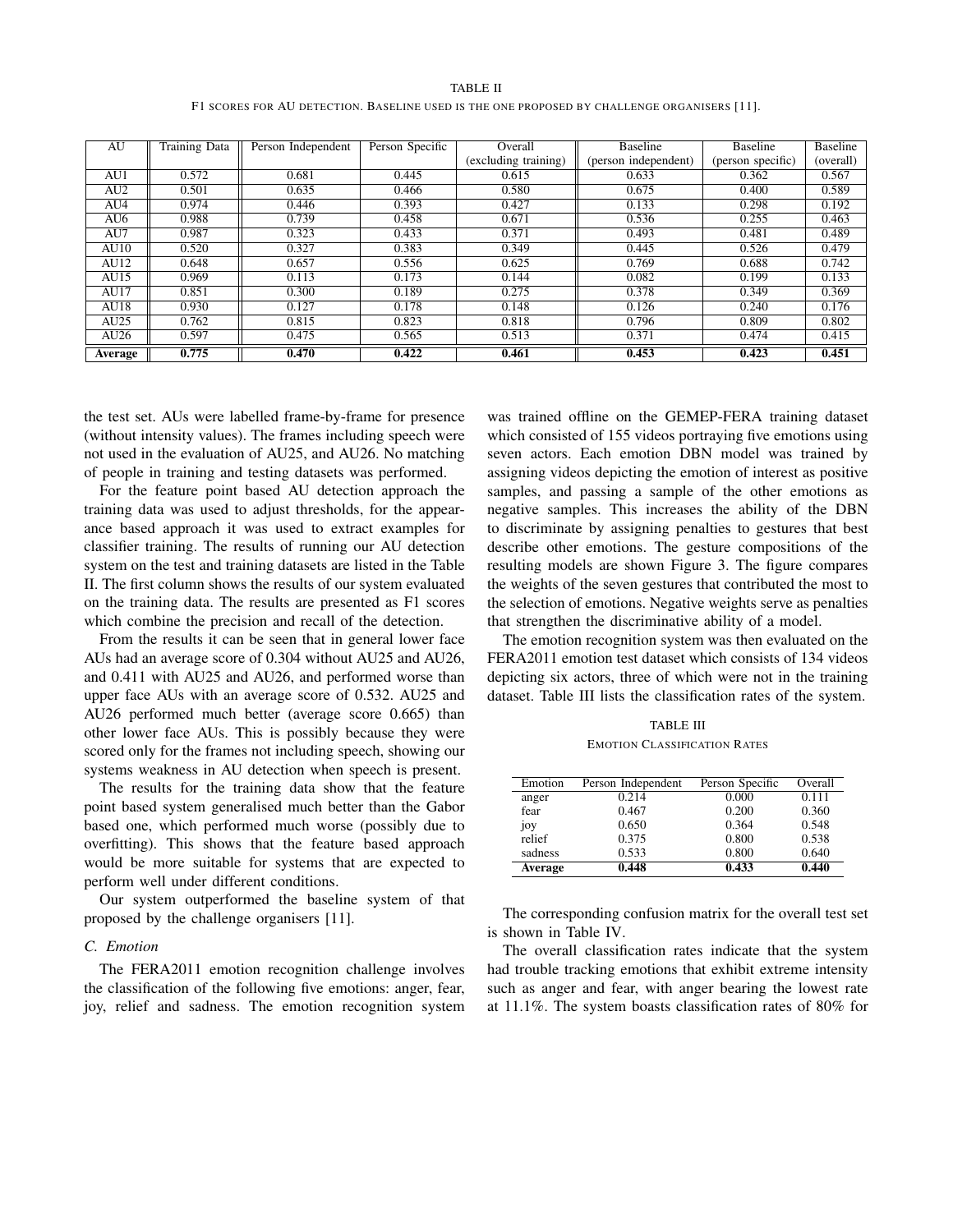TABLE II

F1 SCORES FOR AU DETECTION. BASELINE USED IS THE ONE PROPOSED BY CHALLENGE ORGANISERS [11].

| AU | Training Data | Person Independent | Person Specific | Overall (excluding training) | Baseline (person independent) | Baseline (person specific) | Baseline (overall) |
|---|---|---|---|---|---|---|---|
| AU1 | 0.572 | 0.681 | 0.445 | 0.615 | 0.633 | 0.362 | 0.567 |
| AU2 | 0.501 | 0.635 | 0.466 | 0.580 | 0.675 | 0.400 | 0.589 |
| AU4 | 0.974 | 0.446 | 0.393 | 0.427 | 0.133 | 0.298 | 0.192 |
| AU6 | 0.988 | 0.739 | 0.458 | 0.671 | 0.536 | 0.255 | 0.463 |
| AU7 | 0.987 | 0.323 | 0.433 | 0.371 | 0.493 | 0.481 | 0.489 |
| AU10 | 0.520 | 0.327 | 0.383 | 0.349 | 0.445 | 0.526 | 0.479 |
| AU12 | 0.648 | 0.657 | 0.556 | 0.625 | 0.769 | 0.688 | 0.742 |
| AU15 | 0.969 | 0.113 | 0.173 | 0.144 | 0.082 | 0.199 | 0.133 |
| AU17 | 0.851 | 0.300 | 0.189 | 0.275 | 0.378 | 0.349 | 0.369 |
| AU18 | 0.930 | 0.127 | 0.178 | 0.148 | 0.126 | 0.240 | 0.176 |
| AU25 | 0.762 | 0.815 | 0.823 | 0.818 | 0.796 | 0.809 | 0.802 |
| AU26 | 0.597 | 0.475 | 0.565 | 0.513 | 0.371 | 0.474 | 0.415 |
| **Average** | **0.775** | **0.470** | **0.422** | **0.461** | **0.453** | **0.423** | **0.451** |

the test set. AUs were labelled frame-by-frame for presence (without intensity values). The frames including speech were not used in the evaluation of AU25, and AU26. No matching of people in training and testing datasets was performed.

For the feature point based AU detection approach the training data was used to adjust thresholds, for the appearance based approach it was used to extract examples for classifier training. The results of running our AU detection system on the test and training datasets are listed in the Table II. The first column shows the results of our system evaluated on the training data. The results are presented as F1 scores which combine the precision and recall of the detection.

From the results it can be seen that in general lower face AUs had an average score of 0.304 without AU25 and AU26, and 0.411 with AU25 and AU26, and performed worse than upper face AUs with an average score of 0.532. AU25 and AU26 performed much better (average score 0.665) than other lower face AUs. This is possibly because they were scored only for the frames not including speech, showing our systems weakness in AU detection when speech is present.

The results for the training data show that the feature point based system generalised much better than the Gabor based one, which performed much worse (possibly due to overfitting). This shows that the feature based approach would be more suitable for systems that are expected to perform well under different conditions.

Our system outperformed the baseline system of that proposed by the challenge organisers [11].

### C. Emotion

The FERA2011 emotion recognition challenge involves the classification of the following five emotions: anger, fear, joy, relief and sadness. The emotion recognition system was trained offline on the GEMEP-FERA training dataset which consisted of 155 videos portraying five emotions using seven actors. Each emotion DBN model was trained by assigning videos depicting the emotion of interest as positive samples, and passing a sample of the other emotions as negative samples. This increases the ability of the DBN to discriminate by assigning penalties to gestures that best describe other emotions. The gesture compositions of the resulting models are shown Figure 3. The figure compares the weights of the seven gestures that contributed the most to the selection of emotions. Negative weights serve as penalties that strengthen the discriminative ability of a model.

The emotion recognition system was then evaluated on the FERA2011 emotion test dataset which consists of 134 videos depicting six actors, three of which were not in the training dataset. Table III lists the classification rates of the system.

TABLE III

EMOTION CLASSIFICATION RATES

| Emotion | Person Independent | Person Specific | Overall |
|---|---|---|---|
| anger | 0.214 | 0.000 | 0.111 |
| fear | 0.467 | 0.200 | 0.360 |
| joy | 0.650 | 0.364 | 0.548 |
| relief | 0.375 | 0.800 | 0.538 |
| sadness | 0.533 | 0.800 | 0.640 |
| **Average** | **0.448** | **0.433** | **0.440** |

The corresponding confusion matrix for the overall test set is shown in Table IV.

The overall classification rates indicate that the system had trouble tracking emotions that exhibit extreme intensity such as anger and fear, with anger bearing the lowest rate at 11.1%. The system boasts classification rates of 80% for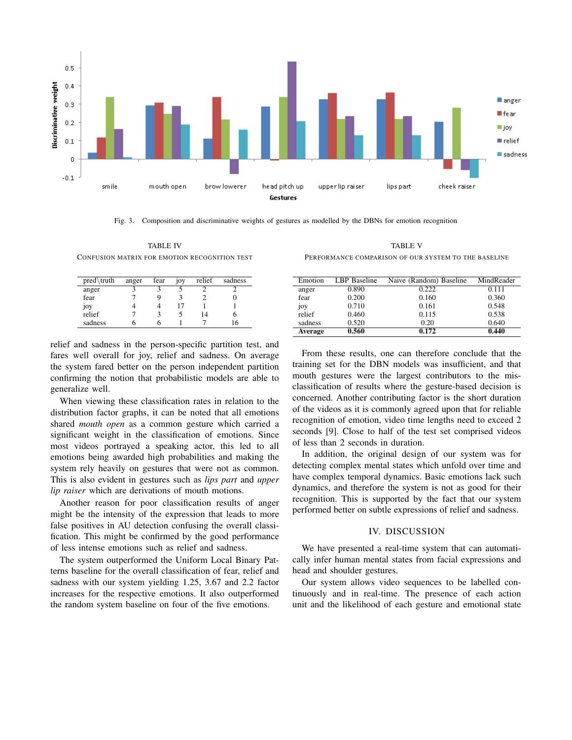Fig. 3. Composition and discriminative weights of gestures as modelled by the DBNs for emotion recognition

TABLE IV

CONFUSION MATRIX FOR EMOTION RECOGNITION TEST

| pred\truth | anger | fear | joy | relief | sadness |
|---|---|---|---|---|---|
| anger | 3 | 3 | 5 | 2 | 2 |
| fear | 7 | 9 | 3 | 2 | 0 |
| joy | 4 | 4 | 17 | 1 | 1 |
| relief | 7 | 3 | 5 | 14 | 6 |
| sadness | 6 | 6 | 1 | 7 | 16 |

relief and sadness in the person-specific partition test, and fares well overall for joy, relief and sadness. On average the system fared better on the person independent partition confirming the notion that probabilistic models are able to generalize well.

When viewing these classification rates in relation to the distribution factor graphs, it can be noted that all emotions shared *mouth open* as a common gesture which carried a significant weight in the classification of emotions. Since most videos portrayed a speaking actor, this led to all emotions being awarded high probabilities and making the system rely heavily on gestures that were not as common. This is also evident in gestures such as *lips part* and *upper lip raiser* which are derivations of mouth motions.

Another reason for poor classification results of anger might be the intensity of the expression that leads to more false positives in AU detection confusing the overall classification. This might be confirmed by the good performance of less intense emotions such as relief and sadness.

The system outperformed the Uniform Local Binary Patterns baseline for the overall classification of fear, relief and sadness with our system yielding 1.25, 3.67 and 2.2 factor increases for the respective emotions. It also outperformed the random system baseline on four of the five emotions.

TABLE V

PERFORMANCE COMPARISON OF OUR SYSTEM TO THE BASELINE

| Emotion | LBP Baseline | Naive (Random) Baseline | MindReader |
|---|---|---|---|
| anger | 0.890 | 0.222 | 0.111 |
| fear | 0.200 | 0.160 | 0.360 |
| joy | 0.710 | 0.161 | 0.548 |
| relief | 0.460 | 0.115 | 0.538 |
| sadness | 0.520 | 0.20 | 0.640 |
| **Average** | **0.560** | **0.172** | **0.440** |

From these results, one can therefore conclude that the training set for the DBN models was insufficient, and that mouth gestures were the largest contributors to the misclassification of results where the gesture-based decision is concerned. Another contributing factor is the short duration of the videos as it is commonly agreed upon that for reliable recognition of emotion, video time lengths need to exceed 2 seconds [9]. Close to half of the test set comprised videos of less than 2 seconds in duration.

In addition, the original design of our system was for detecting complex mental states which unfold over time and have complex temporal dynamics. Basic emotions lack such dynamics, and therefore the system is not as good for their recognition. This is supported by the fact that our system performed better on subtle expressions of relief and sadness.

## IV. DISCUSSION

We have presented a real-time system that can automatically infer human mental states from facial expressions and head and shoulder gestures.

Our system allows video sequences to be labelled continuously and in real-time. The presence of each action unit and the likelihood of each gesture and emotional state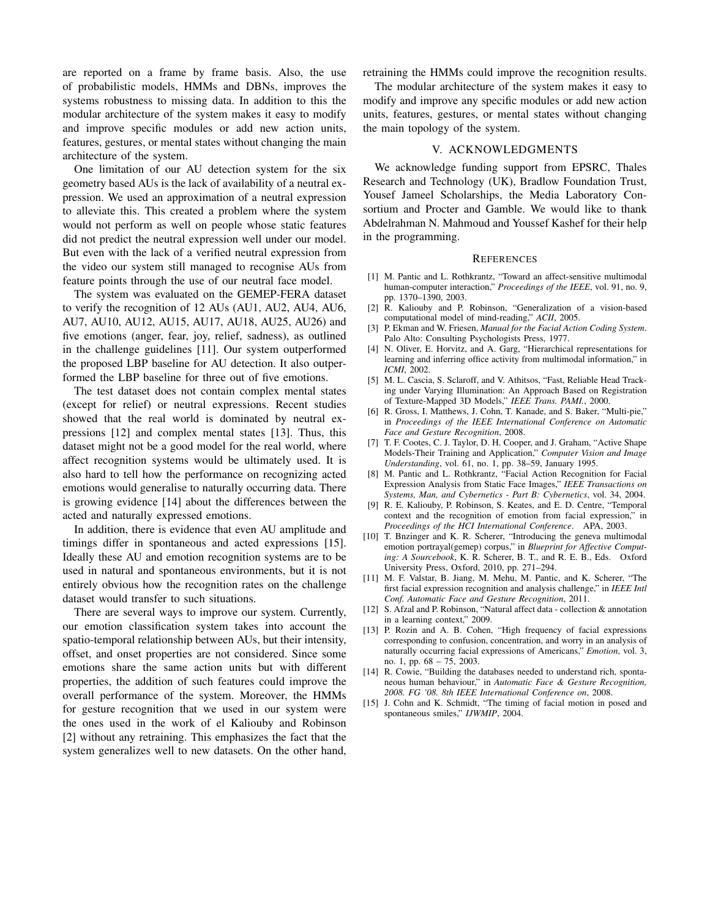are reported on a frame by frame basis. Also, the use of probabilistic models, HMMs and DBNs, improves the systems robustness to missing data. In addition to this the modular architecture of the system makes it easy to modify and improve specific modules or add new action units, features, gestures, or mental states without changing the main architecture of the system.

One limitation of our AU detection system for the six geometry based AUs is the lack of availability of a neutral expression. We used an approximation of a neutral expression to alleviate this. This created a problem where the system would not perform as well on people whose static features did not predict the neutral expression well under our model. But even with the lack of a verified neutral expression from the video our system still managed to recognise AUs from feature points through the use of our neutral face model.

The system was evaluated on the GEMEP-FERA dataset to verify the recognition of 12 AUs (AU1, AU2, AU4, AU6, AU7, AU10, AU12, AU15, AU17, AU18, AU25, AU26) and five emotions (anger, fear, joy, relief, sadness), as outlined in the challenge guidelines [11]. Our system outperformed the proposed LBP baseline for AU detection. It also outperformed the LBP baseline for three out of five emotions.

The test dataset does not contain complex mental states (except for relief) or neutral expressions. Recent studies showed that the real world is dominated by neutral expressions [12] and complex mental states [13]. Thus, this dataset might not be a good model for the real world, where affect recognition systems would be ultimately used. It is also hard to tell how the performance on recognizing acted emotions would generalise to naturally occurring data. There is growing evidence [14] about the differences between the acted and naturally expressed emotions.

In addition, there is evidence that even AU amplitude and timings differ in spontaneous and acted expressions [15]. Ideally these AU and emotion recognition systems are to be used in natural and spontaneous environments, but it is not entirely obvious how the recognition rates on the challenge dataset would transfer to such situations.

There are several ways to improve our system. Currently, our emotion classification system takes into account the spatio-temporal relationship between AUs, but their intensity, offset, and onset properties are not considered. Since some emotions share the same action units but with different properties, the addition of such features could improve the overall performance of the system. Moreover, the HMMs for gesture recognition that we used in our system were the ones used in the work of el Kaliouby and Robinson [2] without any retraining. This emphasizes the fact that the system generalizes well to new datasets. On the other hand, retraining the HMMs could improve the recognition results.

The modular architecture of the system makes it easy to modify and improve any specific modules or add new action units, features, gestures, or mental states without changing the main topology of the system.

## V. ACKNOWLEDGMENTS

We acknowledge funding support from EPSRC, Thales Research and Technology (UK), Bradlow Foundation Trust, Yousef Jameel Scholarships, the Media Laboratory Consortium and Procter and Gamble. We would like to thank Abdelrahman N. Mahmoud and Youssef Kashef for their help in the programming.

## REFERENCES

[1] M. Pantic and L. Rothkrantz, "Toward an affect-sensitive multimodal human-computer interaction," *Proceedings of the IEEE*, vol. 91, no. 9, pp. 1370–1390, 2003.

[2] R. Kaliouby and P. Robinson, "Generalization of a vision-based computational model of mind-reading," *ACII*, 2005.

[3] P. Ekman and W. Friesen, *Manual for the Facial Action Coding System*. Palo Alto: Consulting Psychologists Press, 1977.

[4] N. Oliver, E. Horvitz, and A. Garg, "Hierarchical representations for learning and inferring office activity from multimodal information," in *ICMI*, 2002.

[5] M. L. Cascia, S. Sclaroff, and V. Athitsos, "Fast, Reliable Head Tracking under Varying Illumination: An Approach Based on Registration of Texture-Mapped 3D Models," *IEEE Trans. PAMI.*, 2000.

[6] R. Gross, I. Matthews, J. Cohn, T. Kanade, and S. Baker, "Multi-pie," in *Proceedings of the IEEE International Conference on Automatic Face and Gesture Recognition*, 2008.

[7] T. F. Cootes, C. J. Taylor, D. H. Cooper, and J. Graham, "Active Shape Models-Their Training and Application," *Computer Vision and Image Understanding*, vol. 61, no. 1, pp. 38–59, January 1995.

[8] M. Pantic and L. Rothkrantz, "Facial Action Recognition for Facial Expression Analysis from Static Face Images," *IEEE Transactions on Systems, Man, and Cybernetics - Part B: Cybernetics*, vol. 34, 2004.

[9] R. E. Kaliouby, P. Robinson, S. Keates, and E. D. Centre, "Temporal context and the recognition of emotion from facial expression," in *Proceedings of the HCI International Conference*. APA, 2003.

[10] T. Bnzinger and K. R. Scherer, "Introducing the geneva multimodal emotion portrayal(gemep) corpus," in *Blueprint for Affective Computing: A Sourcebook*, K. R. Scherer, B. T., and R. E. B., Eds. Oxford University Press, Oxford, 2010, pp. 271–294.

[11] M. F. Valstar, B. Jiang, M. Mehu, M. Pantic, and K. Scherer, "The first facial expression recognition and analysis challenge," in *IEEE Intl Conf. Automatic Face and Gesture Recognition*, 2011.

[12] S. Afzal and P. Robinson, "Natural affect data - collection & annotation in a learning context," 2009.

[13] P. Rozin and A. B. Cohen, "High frequency of facial expressions corresponding to confusion, concentration, and worry in an analysis of naturally occurring facial expressions of Americans," *Emotion*, vol. 3, no. 1, pp. 68 – 75, 2003.

[14] R. Cowie, "Building the databases needed to understand rich, spontaneous human behaviour," in *Automatic Face & Gesture Recognition, 2008. FG '08. 8th IEEE International Conference on*, 2008.

[15] J. Cohn and K. Schmidt, "The timing of facial motion in posed and spontaneous smiles," *IJWMIP*, 2004.